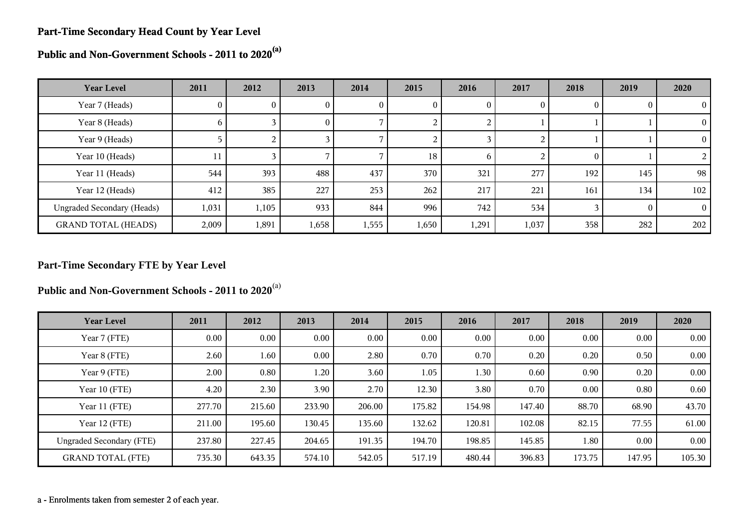## Part-Time Secondary Head Count by Year Level

## Public and Non-Government Schools - 2011 to 2020[(a)]

| Year Level | 2011 | 2012 | 2013 | 2014 | 2015 | 2016 | 2017 | 2018 | 2019 | 2020 |
|---|---|---|---|---|---|---|---|---|---|---|
| Year 7 (Heads) | 0 | 0 | 0 | 0 | 0 | 0 | 0 | 0 | 0 | 0 |
| Year 8 (Heads) | 6 | 3 | 0 | 7 | 2 | 2 | 1 | 1 | 1 | 0 |
| Year 9 (Heads) | 5 | 2 | 3 | 7 | 2 | 3 | 2 | 1 | 1 | 0 |
| Year 10 (Heads) | 11 | 3 | 7 | 7 | 18 | 6 | 2 | 0 | 1 | 2 |
| Year 11 (Heads) | 544 | 393 | 488 | 437 | 370 | 321 | 277 | 192 | 145 | 98 |
| Year 12 (Heads) | 412 | 385 | 227 | 253 | 262 | 217 | 221 | 161 | 134 | 102 |
| Ungraded Secondary (Heads) | 1,031 | 1,105 | 933 | 844 | 996 | 742 | 534 | 3 | 0 | 0 |
| GRAND TOTAL (HEADS) | 2,009 | 1,891 | 1,658 | 1,555 | 1,650 | 1,291 | 1,037 | 358 | 282 | 202 |

## Part-Time Secondary FTE by Year Level

## Public and Non-Government Schools - 2011 to 2020[(a)]

| Year Level | 2011 | 2012 | 2013 | 2014 | 2015 | 2016 | 2017 | 2018 | 2019 | 2020 |
|---|---|---|---|---|---|---|---|---|---|---|
| Year 7 (FTE) | 0.00 | 0.00 | 0.00 | 0.00 | 0.00 | 0.00 | 0.00 | 0.00 | 0.00 | 0.00 |
| Year 8 (FTE) | 2.60 | 1.60 | 0.00 | 2.80 | 0.70 | 0.70 | 0.20 | 0.20 | 0.50 | 0.00 |
| Year 9 (FTE) | 2.00 | 0.80 | 1.20 | 3.60 | 1.05 | 1.30 | 0.60 | 0.90 | 0.20 | 0.00 |
| Year 10 (FTE) | 4.20 | 2.30 | 3.90 | 2.70 | 12.30 | 3.80 | 0.70 | 0.00 | 0.80 | 0.60 |
| Year 11 (FTE) | 277.70 | 215.60 | 233.90 | 206.00 | 175.82 | 154.98 | 147.40 | 88.70 | 68.90 | 43.70 |
| Year 12 (FTE) | 211.00 | 195.60 | 130.45 | 135.60 | 132.62 | 120.81 | 102.08 | 82.15 | 77.55 | 61.00 |
| Ungraded Secondary (FTE) | 237.80 | 227.45 | 204.65 | 191.35 | 194.70 | 198.85 | 145.85 | 1.80 | 0.00 | 0.00 |
| GRAND TOTAL (FTE) | 735.30 | 643.35 | 574.10 | 542.05 | 517.19 | 480.44 | 396.83 | 173.75 | 147.95 | 105.30 |

a - Enrolments taken from semester 2 of each year.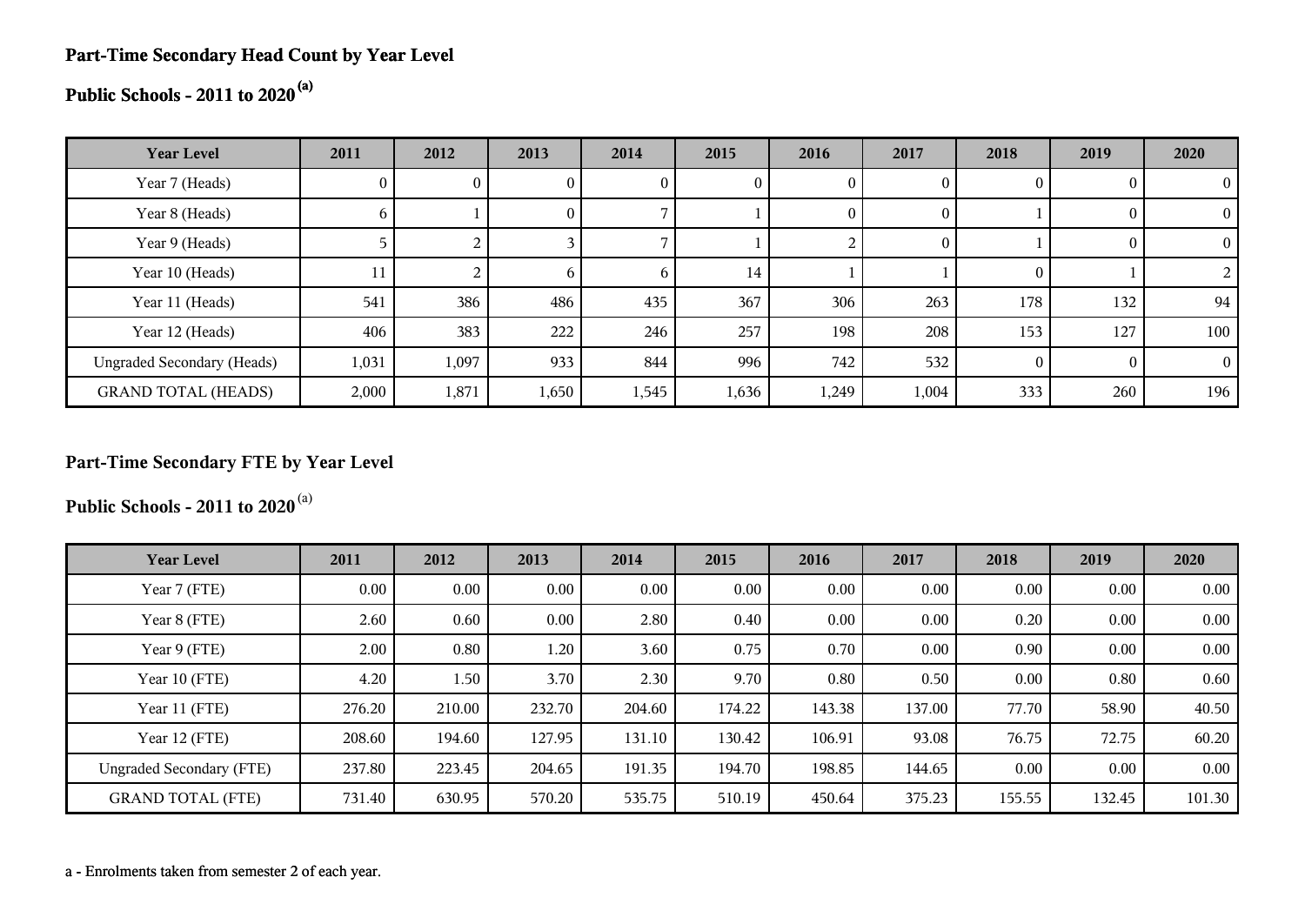## Part-Time Secondary Head Count by Year Level

## Public Schools - 2011 to 2020 [(a)]

| Year Level | 2011 | 2012 | 2013 | 2014 | 2015 | 2016 | 2017 | 2018 | 2019 | 2020 |
|---|---|---|---|---|---|---|---|---|---|---|
| Year 7 (Heads) | 0 | 0 | 0 | 0 | 0 | 0 | 0 | 0 | 0 | 0 |
| Year 8 (Heads) | 6 | 1 | 0 | 7 | 1 | 0 | 0 | 1 | 0 | 0 |
| Year 9 (Heads) | 5 | 2 | 3 | 7 | 1 | 2 | 0 | 1 | 0 | 0 |
| Year 10 (Heads) | 11 | 2 | 6 | 6 | 14 | 1 | 1 | 0 | 1 | 2 |
| Year 11 (Heads) | 541 | 386 | 486 | 435 | 367 | 306 | 263 | 178 | 132 | 94 |
| Year 12 (Heads) | 406 | 383 | 222 | 246 | 257 | 198 | 208 | 153 | 127 | 100 |
| Ungraded Secondary (Heads) | 1,031 | 1,097 | 933 | 844 | 996 | 742 | 532 | 0 | 0 | 0 |
| GRAND TOTAL (HEADS) | 2,000 | 1,871 | 1,650 | 1,545 | 1,636 | 1,249 | 1,004 | 333 | 260 | 196 |

## Part-Time Secondary FTE by Year Level

## Public Schools - 2011 to 2020 [(a)]

| Year Level | 2011 | 2012 | 2013 | 2014 | 2015 | 2016 | 2017 | 2018 | 2019 | 2020 |
|---|---|---|---|---|---|---|---|---|---|---|
| Year 7 (FTE) | 0.00 | 0.00 | 0.00 | 0.00 | 0.00 | 0.00 | 0.00 | 0.00 | 0.00 | 0.00 |
| Year 8 (FTE) | 2.60 | 0.60 | 0.00 | 2.80 | 0.40 | 0.00 | 0.00 | 0.20 | 0.00 | 0.00 |
| Year 9 (FTE) | 2.00 | 0.80 | 1.20 | 3.60 | 0.75 | 0.70 | 0.00 | 0.90 | 0.00 | 0.00 |
| Year 10 (FTE) | 4.20 | 1.50 | 3.70 | 2.30 | 9.70 | 0.80 | 0.50 | 0.00 | 0.80 | 0.60 |
| Year 11 (FTE) | 276.20 | 210.00 | 232.70 | 204.60 | 174.22 | 143.38 | 137.00 | 77.70 | 58.90 | 40.50 |
| Year 12 (FTE) | 208.60 | 194.60 | 127.95 | 131.10 | 130.42 | 106.91 | 93.08 | 76.75 | 72.75 | 60.20 |
| Ungraded Secondary (FTE) | 237.80 | 223.45 | 204.65 | 191.35 | 194.70 | 198.85 | 144.65 | 0.00 | 0.00 | 0.00 |
| GRAND TOTAL (FTE) | 731.40 | 630.95 | 570.20 | 535.75 | 510.19 | 450.64 | 375.23 | 155.55 | 132.45 | 101.30 |

a - Enrolments taken from semester 2 of each year.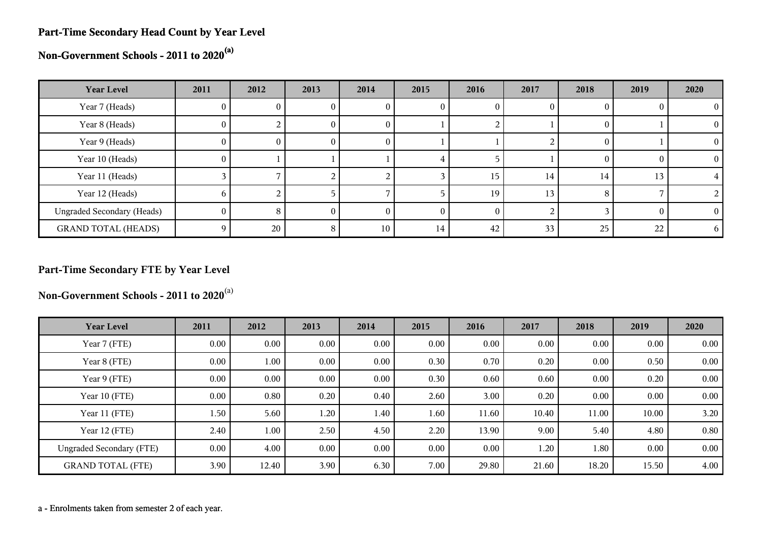## Part-Time Secondary Head Count by Year Level

## Non-Government Schools - 2011 to 2020[(a)]

| Year Level | 2011 | 2012 | 2013 | 2014 | 2015 | 2016 | 2017 | 2018 | 2019 | 2020 |
|---|---|---|---|---|---|---|---|---|---|---|
| Year 7 (Heads) | 0 | 0 | 0 | 0 | 0 | 0 | 0 | 0 | 0 | 0 |
| Year 8 (Heads) | 0 | 2 | 0 | 0 | 1 | 2 | 1 | 0 | 1 | 0 |
| Year 9 (Heads) | 0 | 0 | 0 | 0 | 1 | 1 | 2 | 0 | 1 | 0 |
| Year 10 (Heads) | 0 | 1 | 1 | 1 | 4 | 5 | 1 | 0 | 0 | 0 |
| Year 11 (Heads) | 3 | 7 | 2 | 2 | 3 | 15 | 14 | 14 | 13 | 4 |
| Year 12 (Heads) | 6 | 2 | 5 | 7 | 5 | 19 | 13 | 8 | 7 | 2 |
| Ungraded Secondary (Heads) | 0 | 8 | 0 | 0 | 0 | 0 | 2 | 3 | 0 | 0 |
| GRAND TOTAL (HEADS) | 9 | 20 | 8 | 10 | 14 | 42 | 33 | 25 | 22 | 6 |

## Part-Time Secondary FTE by Year Level

## Non-Government Schools - 2011 to 2020[(a)]

| Year Level | 2011 | 2012 | 2013 | 2014 | 2015 | 2016 | 2017 | 2018 | 2019 | 2020 |
|---|---|---|---|---|---|---|---|---|---|---|
| Year 7 (FTE) | 0.00 | 0.00 | 0.00 | 0.00 | 0.00 | 0.00 | 0.00 | 0.00 | 0.00 | 0.00 |
| Year 8 (FTE) | 0.00 | 1.00 | 0.00 | 0.00 | 0.30 | 0.70 | 0.20 | 0.00 | 0.50 | 0.00 |
| Year 9 (FTE) | 0.00 | 0.00 | 0.00 | 0.00 | 0.30 | 0.60 | 0.60 | 0.00 | 0.20 | 0.00 |
| Year 10 (FTE) | 0.00 | 0.80 | 0.20 | 0.40 | 2.60 | 3.00 | 0.20 | 0.00 | 0.00 | 0.00 |
| Year 11 (FTE) | 1.50 | 5.60 | 1.20 | 1.40 | 1.60 | 11.60 | 10.40 | 11.00 | 10.00 | 3.20 |
| Year 12 (FTE) | 2.40 | 1.00 | 2.50 | 4.50 | 2.20 | 13.90 | 9.00 | 5.40 | 4.80 | 0.80 |
| Ungraded Secondary (FTE) | 0.00 | 4.00 | 0.00 | 0.00 | 0.00 | 0.00 | 1.20 | 1.80 | 0.00 | 0.00 |
| GRAND TOTAL (FTE) | 3.90 | 12.40 | 3.90 | 6.30 | 7.00 | 29.80 | 21.60 | 18.20 | 15.50 | 4.00 |

a - Enrolments taken from semester 2 of each year.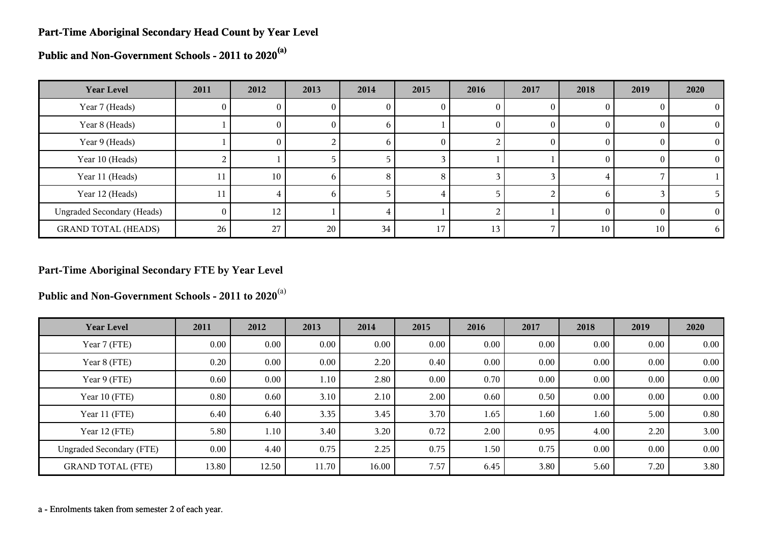## Part-Time Aboriginal Secondary Head Count by Year Level

## Public and Non-Government Schools - 2011 to 2020[(a)]

| Year Level | 2011 | 2012 | 2013 | 2014 | 2015 | 2016 | 2017 | 2018 | 2019 | 2020 |
|---|---|---|---|---|---|---|---|---|---|---|
| Year 7 (Heads) | 0 | 0 | 0 | 0 | 0 | 0 | 0 | 0 | 0 | 0 |
| Year 8 (Heads) | 1 | 0 | 0 | 6 | 1 | 0 | 0 | 0 | 0 | 0 |
| Year 9 (Heads) | 1 | 0 | 2 | 6 | 0 | 2 | 0 | 0 | 0 | 0 |
| Year 10 (Heads) | 2 | 1 | 5 | 5 | 3 | 1 | 1 | 0 | 0 | 0 |
| Year 11 (Heads) | 11 | 10 | 6 | 8 | 8 | 3 | 3 | 4 | 7 | 1 |
| Year 12 (Heads) | 11 | 4 | 6 | 5 | 4 | 5 | 2 | 6 | 3 | 5 |
| Ungraded Secondary (Heads) | 0 | 12 | 1 | 4 | 1 | 2 | 1 | 0 | 0 | 0 |
| GRAND TOTAL (HEADS) | 26 | 27 | 20 | 34 | 17 | 13 | 7 | 10 | 10 | 6 |

## Part-Time Aboriginal Secondary FTE by Year Level

## Public and Non-Government Schools - 2011 to 2020[(a)]

| Year Level | 2011 | 2012 | 2013 | 2014 | 2015 | 2016 | 2017 | 2018 | 2019 | 2020 |
|---|---|---|---|---|---|---|---|---|---|---|
| Year 7 (FTE) | 0.00 | 0.00 | 0.00 | 0.00 | 0.00 | 0.00 | 0.00 | 0.00 | 0.00 | 0.00 |
| Year 8 (FTE) | 0.20 | 0.00 | 0.00 | 2.20 | 0.40 | 0.00 | 0.00 | 0.00 | 0.00 | 0.00 |
| Year 9 (FTE) | 0.60 | 0.00 | 1.10 | 2.80 | 0.00 | 0.70 | 0.00 | 0.00 | 0.00 | 0.00 |
| Year 10 (FTE) | 0.80 | 0.60 | 3.10 | 2.10 | 2.00 | 0.60 | 0.50 | 0.00 | 0.00 | 0.00 |
| Year 11 (FTE) | 6.40 | 6.40 | 3.35 | 3.45 | 3.70 | 1.65 | 1.60 | 1.60 | 5.00 | 0.80 |
| Year 12 (FTE) | 5.80 | 1.10 | 3.40 | 3.20 | 0.72 | 2.00 | 0.95 | 4.00 | 2.20 | 3.00 |
| Ungraded Secondary (FTE) | 0.00 | 4.40 | 0.75 | 2.25 | 0.75 | 1.50 | 0.75 | 0.00 | 0.00 | 0.00 |
| GRAND TOTAL (FTE) | 13.80 | 12.50 | 11.70 | 16.00 | 7.57 | 6.45 | 3.80 | 5.60 | 7.20 | 3.80 |

a - Enrolments taken from semester 2 of each year.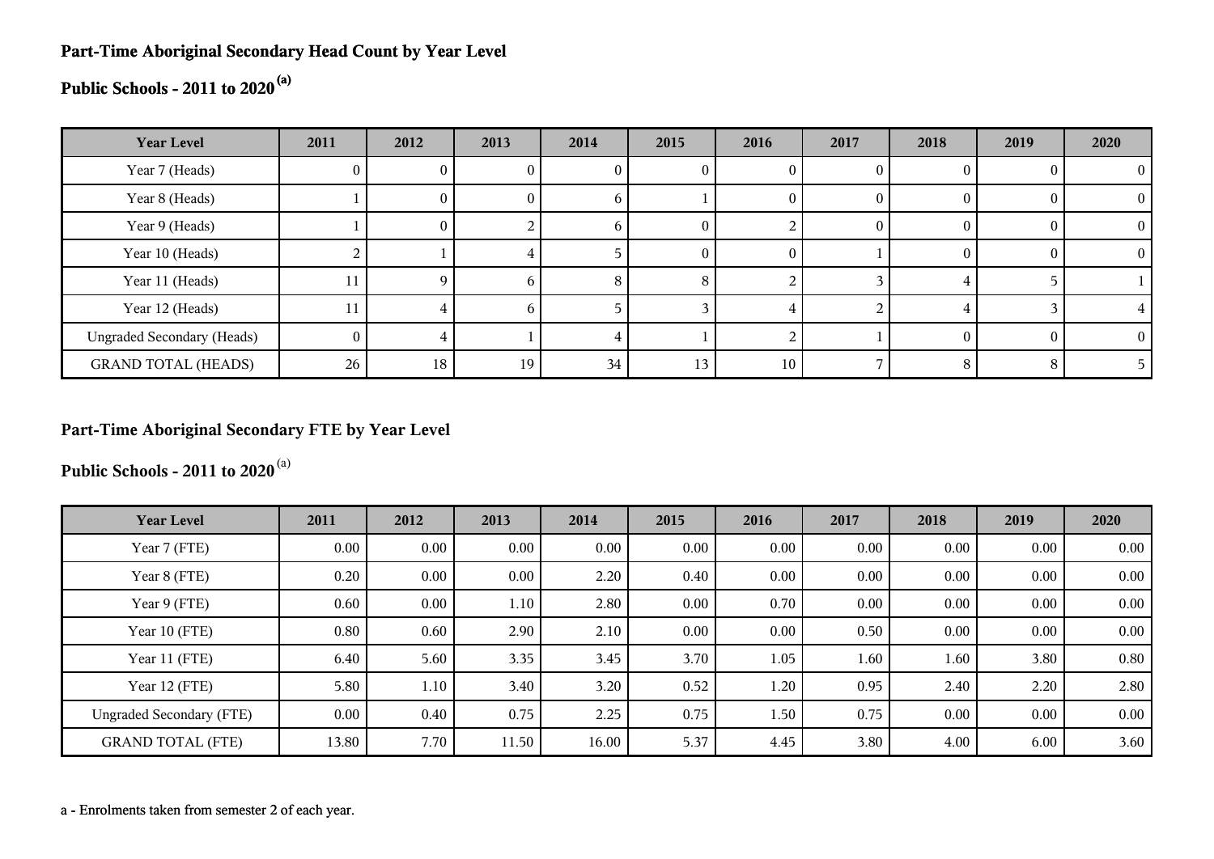**Part-Time Aboriginal Secondary Head Count by Year Level**

**Public Schools - 2011 to 2020** [(a)]

| Year Level | 2011 | 2012 | 2013 | 2014 | 2015 | 2016 | 2017 | 2018 | 2019 | 2020 |
|---|---|---|---|---|---|---|---|---|---|---|
| Year 7 (Heads) | 0 | 0 | 0 | 0 | 0 | 0 | 0 | 0 | 0 | 0 |
| Year 8 (Heads) | 1 | 0 | 0 | 6 | 1 | 0 | 0 | 0 | 0 | 0 |
| Year 9 (Heads) | 1 | 0 | 2 | 6 | 0 | 2 | 0 | 0 | 0 | 0 |
| Year 10 (Heads) | 2 | 1 | 4 | 5 | 0 | 0 | 1 | 0 | 0 | 0 |
| Year 11 (Heads) | 11 | 9 | 6 | 8 | 8 | 2 | 3 | 4 | 5 | 1 |
| Year 12 (Heads) | 11 | 4 | 6 | 5 | 3 | 4 | 2 | 4 | 3 | 4 |
| Ungraded Secondary (Heads) | 0 | 4 | 1 | 4 | 1 | 2 | 1 | 0 | 0 | 0 |
| GRAND TOTAL (HEADS) | 26 | 18 | 19 | 34 | 13 | 10 | 7 | 8 | 8 | 5 |

**Part-Time Aboriginal Secondary FTE by Year Level**

**Public Schools - 2011 to 2020** [(a)]

| Year Level | 2011 | 2012 | 2013 | 2014 | 2015 | 2016 | 2017 | 2018 | 2019 | 2020 |
|---|---|---|---|---|---|---|---|---|---|---|
| Year 7 (FTE) | 0.00 | 0.00 | 0.00 | 0.00 | 0.00 | 0.00 | 0.00 | 0.00 | 0.00 | 0.00 |
| Year 8 (FTE) | 0.20 | 0.00 | 0.00 | 2.20 | 0.40 | 0.00 | 0.00 | 0.00 | 0.00 | 0.00 |
| Year 9 (FTE) | 0.60 | 0.00 | 1.10 | 2.80 | 0.00 | 0.70 | 0.00 | 0.00 | 0.00 | 0.00 |
| Year 10 (FTE) | 0.80 | 0.60 | 2.90 | 2.10 | 0.00 | 0.00 | 0.50 | 0.00 | 0.00 | 0.00 |
| Year 11 (FTE) | 6.40 | 5.60 | 3.35 | 3.45 | 3.70 | 1.05 | 1.60 | 1.60 | 3.80 | 0.80 |
| Year 12 (FTE) | 5.80 | 1.10 | 3.40 | 3.20 | 0.52 | 1.20 | 0.95 | 2.40 | 2.20 | 2.80 |
| Ungraded Secondary (FTE) | 0.00 | 0.40 | 0.75 | 2.25 | 0.75 | 1.50 | 0.75 | 0.00 | 0.00 | 0.00 |
| GRAND TOTAL (FTE) | 13.80 | 7.70 | 11.50 | 16.00 | 5.37 | 4.45 | 3.80 | 4.00 | 6.00 | 3.60 |

a - Enrolments taken from semester 2 of each year.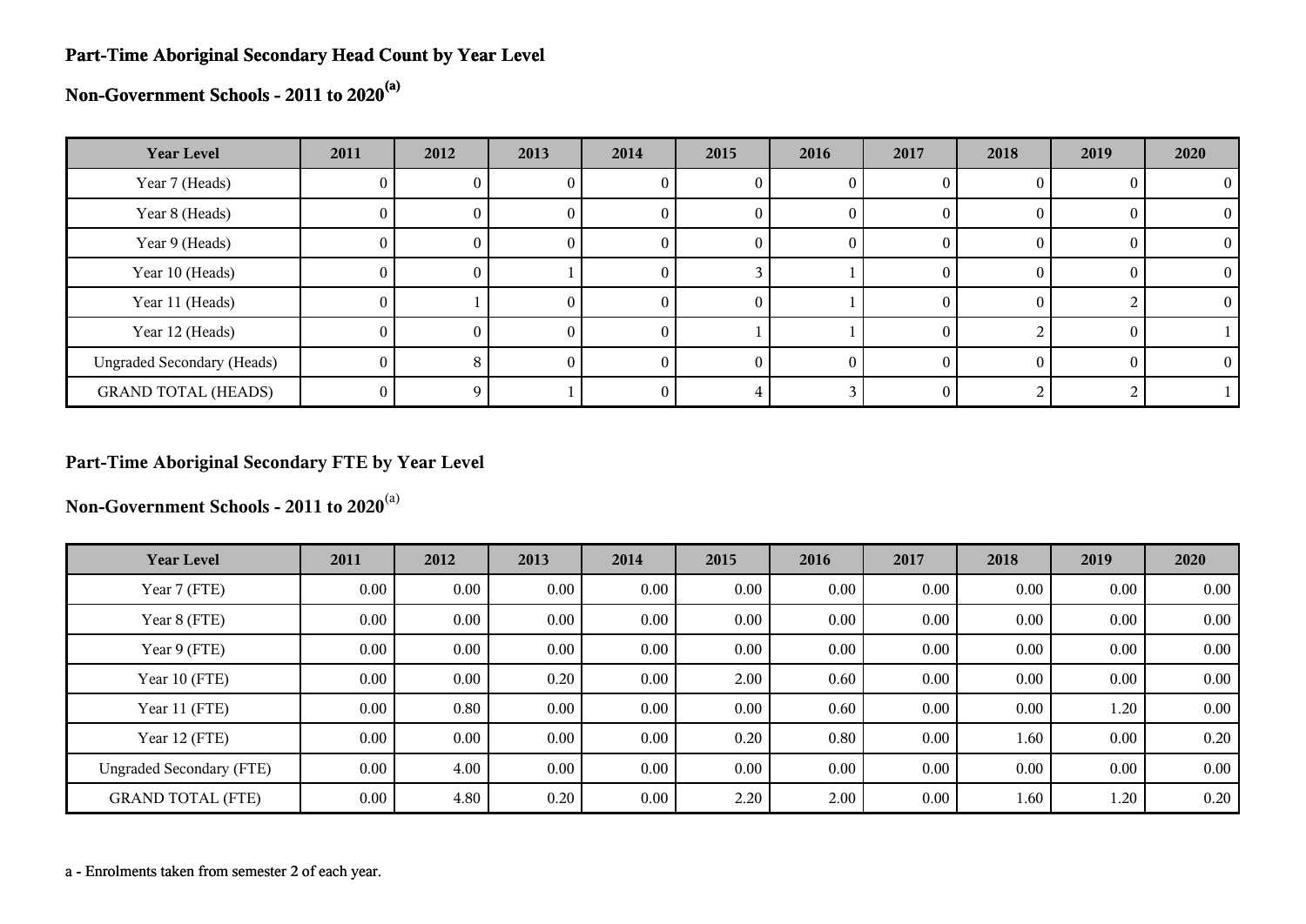## Part-Time Aboriginal Secondary Head Count by Year Level

## Non-Government Schools - 2011 to 2020[(a)]

| Year Level | 2011 | 2012 | 2013 | 2014 | 2015 | 2016 | 2017 | 2018 | 2019 | 2020 |
|---|---|---|---|---|---|---|---|---|---|---|
| Year 7 (Heads) | 0 | 0 | 0 | 0 | 0 | 0 | 0 | 0 | 0 | 0 |
| Year 8 (Heads) | 0 | 0 | 0 | 0 | 0 | 0 | 0 | 0 | 0 | 0 |
| Year 9 (Heads) | 0 | 0 | 0 | 0 | 0 | 0 | 0 | 0 | 0 | 0 |
| Year 10 (Heads) | 0 | 0 | 1 | 0 | 3 | 1 | 0 | 0 | 0 | 0 |
| Year 11 (Heads) | 0 | 1 | 0 | 0 | 0 | 1 | 0 | 0 | 2 | 0 |
| Year 12 (Heads) | 0 | 0 | 0 | 0 | 1 | 1 | 0 | 2 | 0 | 1 |
| Ungraded Secondary (Heads) | 0 | 8 | 0 | 0 | 0 | 0 | 0 | 0 | 0 | 0 |
| GRAND TOTAL (HEADS) | 0 | 9 | 1 | 0 | 4 | 3 | 0 | 2 | 2 | 1 |

## Part-Time Aboriginal Secondary FTE by Year Level

## Non-Government Schools - 2011 to 2020[(a)]

| Year Level | 2011 | 2012 | 2013 | 2014 | 2015 | 2016 | 2017 | 2018 | 2019 | 2020 |
|---|---|---|---|---|---|---|---|---|---|---|
| Year 7 (FTE) | 0.00 | 0.00 | 0.00 | 0.00 | 0.00 | 0.00 | 0.00 | 0.00 | 0.00 | 0.00 |
| Year 8 (FTE) | 0.00 | 0.00 | 0.00 | 0.00 | 0.00 | 0.00 | 0.00 | 0.00 | 0.00 | 0.00 |
| Year 9 (FTE) | 0.00 | 0.00 | 0.00 | 0.00 | 0.00 | 0.00 | 0.00 | 0.00 | 0.00 | 0.00 |
| Year 10 (FTE) | 0.00 | 0.00 | 0.20 | 0.00 | 2.00 | 0.60 | 0.00 | 0.00 | 0.00 | 0.00 |
| Year 11 (FTE) | 0.00 | 0.80 | 0.00 | 0.00 | 0.00 | 0.60 | 0.00 | 0.00 | 1.20 | 0.00 |
| Year 12 (FTE) | 0.00 | 0.00 | 0.00 | 0.00 | 0.20 | 0.80 | 0.00 | 1.60 | 0.00 | 0.20 |
| Ungraded Secondary (FTE) | 0.00 | 4.00 | 0.00 | 0.00 | 0.00 | 0.00 | 0.00 | 0.00 | 0.00 | 0.00 |
| GRAND TOTAL (FTE) | 0.00 | 4.80 | 0.20 | 0.00 | 2.20 | 2.00 | 0.00 | 1.60 | 1.20 | 0.20 |

a - Enrolments taken from semester 2 of each year.